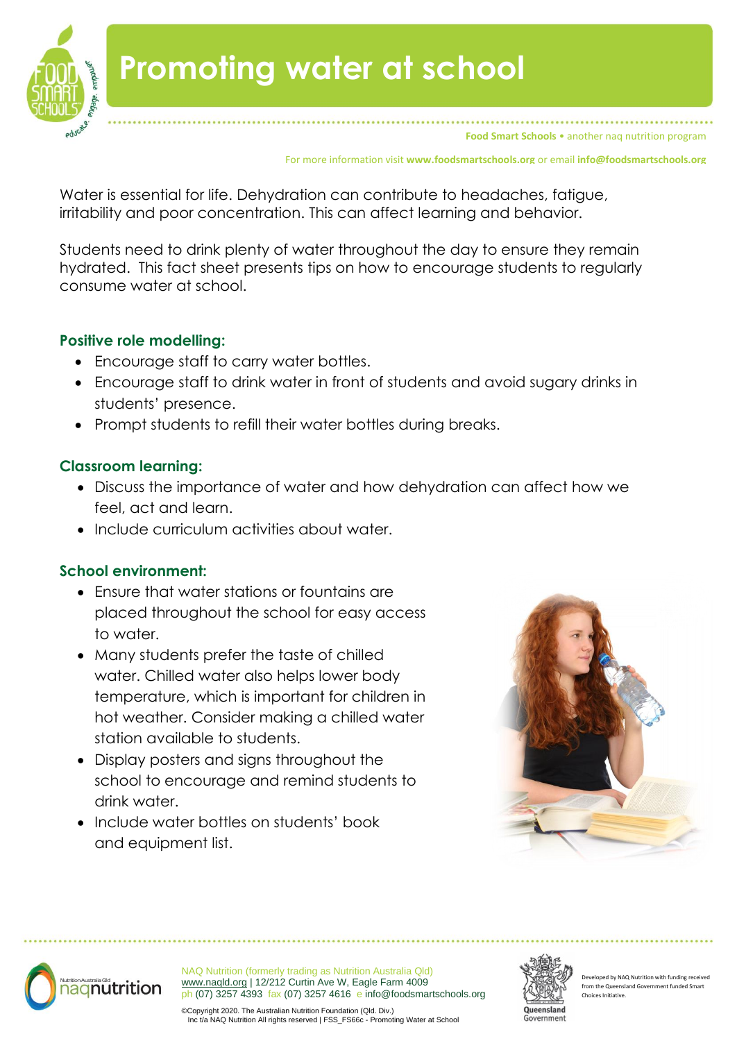# Promoting water at school

**Food Smart Schools** • another naq nutrition program

For more information visit **www.foodsmartschools.org** or email **info@foodsmartschools.org**

Water is essential for life. Dehydration can contribute to headaches, fatigue, irritability and poor concentration. This can affect learning and behavior.

Students need to drink plenty of water throughout the day to ensure they remain hydrated. This fact sheet presents tips on how to encourage students to regularly consume water at school.

### Positive role modelling:

- Encourage staff to carry water bottles.
- Encourage staff to drink water in front of students and avoid sugary drinks in students' presence.
- Prompt students to refill their water bottles during breaks.

### Classroom learning:

- Discuss the importance of water and how dehydration can affect how we feel, act and learn.
- Include curriculum activities about water.

### School environment:

- Ensure that water stations or fountains are placed throughout the school for easy access to water.
- Many students prefer the taste of chilled water. Chilled water also helps lower body temperature, which is important for children in hot weather. Consider making a chilled water station available to students.
- Display posters and signs throughout the school to encourage and remind students to drink water.
- Include water bottles on students' book and equipment list.

NAQ Nutrition (formerly trading as Nutrition Australia Qld)
www.naqld.org | 12/212 Curtin Ave W, Eagle Farm 4009
ph (07) 3257 4393 fax (07) 3257 4616 e info@foodsmartschools.org

©Copyright 2020. The Australian Nutrition Foundation (Qld. Div.) Inc t/a NAQ Nutrition All rights reserved | FSS_FS66c - Promoting Water at School

Developed by NAQ Nutrition with funding received from the Queensland Government funded Smart Choices Initiative.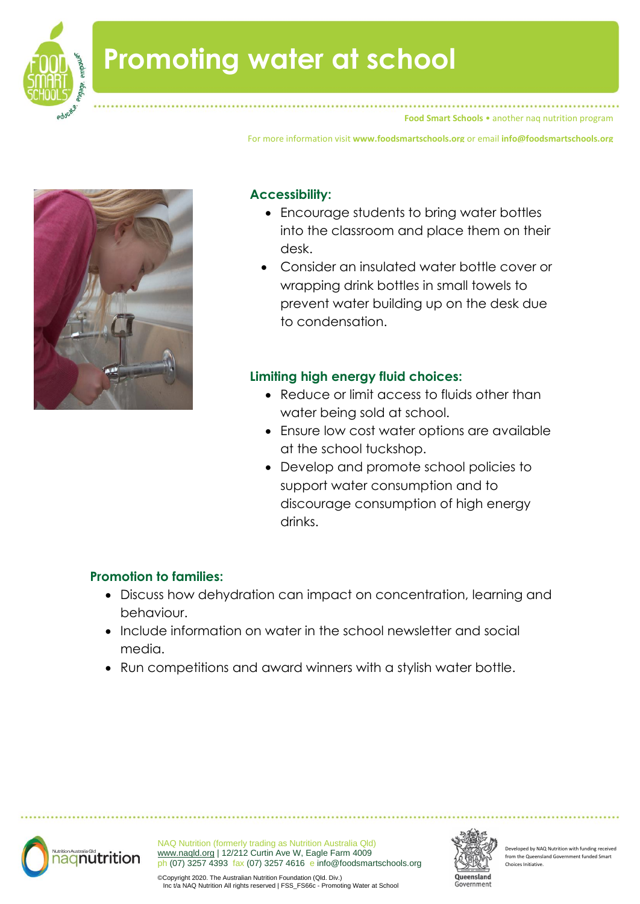# Promoting water at school

**Food Smart Schools** • another naq nutrition program

For more information visit **www.foodsmartschools.org** or email **info@foodsmartschools.org**

### Accessibility:

- Encourage students to bring water bottles into the classroom and place them on their desk.
- Consider an insulated water bottle cover or wrapping drink bottles in small towels to prevent water building up on the desk due to condensation.

### Limiting high energy fluid choices:

- Reduce or limit access to fluids other than water being sold at school.
- Ensure low cost water options are available at the school tuckshop.
- Develop and promote school policies to support water consumption and to discourage consumption of high energy drinks.

### Promotion to families:

- Discuss how dehydration can impact on concentration, learning and behaviour.
- Include information on water in the school newsletter and social media.
- Run competitions and award winners with a stylish water bottle.

NAQ Nutrition (formerly trading as Nutrition Australia Qld)
www.naqld.org | 12/212 Curtin Ave W, Eagle Farm 4009
ph (07) 3257 4393 fax (07) 3257 4616 e info@foodsmartschools.org

©Copyright 2020. The Australian Nutrition Foundation (Qld. Div.) Inc t/a NAQ Nutrition All rights reserved | FSS_FS66c - Promoting Water at School

Developed by NAQ Nutrition with funding received from the Queensland Government funded Smart Choices Initiative.